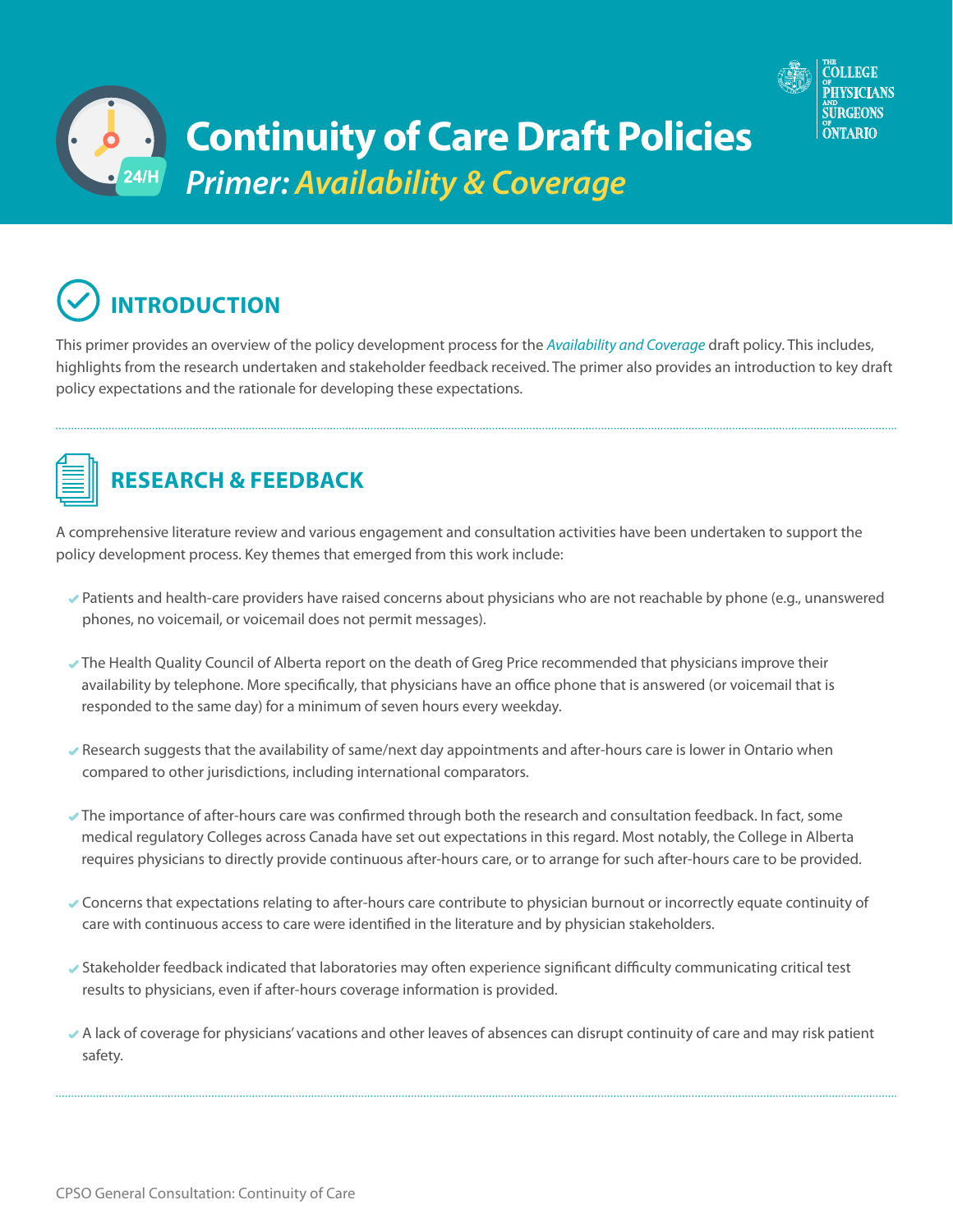# Continuity of Care Draft Policies

## *Primer: Availability & Coverage*

## INTRODUCTION

This primer provides an overview of the policy development process for the *Availability and Coverage* draft policy. This includes, highlights from the research undertaken and stakeholder feedback received. The primer also provides an introduction to key draft policy expectations and the rationale for developing these expectations.

## RESEARCH & FEEDBACK

A comprehensive literature review and various engagement and consultation activities have been undertaken to support the policy development process. Key themes that emerged from this work include:

- Patients and health-care providers have raised concerns about physicians who are not reachable by phone (e.g., unanswered phones, no voicemail, or voicemail does not permit messages).
- The Health Quality Council of Alberta report on the death of Greg Price recommended that physicians improve their availability by telephone. More specifically, that physicians have an office phone that is answered (or voicemail that is responded to the same day) for a minimum of seven hours every weekday.
- Research suggests that the availability of same/next day appointments and after-hours care is lower in Ontario when compared to other jurisdictions, including international comparators.
- The importance of after-hours care was confirmed through both the research and consultation feedback. In fact, some medical regulatory Colleges across Canada have set out expectations in this regard. Most notably, the College in Alberta requires physicians to directly provide continuous after-hours care, or to arrange for such after-hours care to be provided.
- Concerns that expectations relating to after-hours care contribute to physician burnout or incorrectly equate continuity of care with continuous access to care were identified in the literature and by physician stakeholders.
- Stakeholder feedback indicated that laboratories may often experience significant difficulty communicating critical test results to physicians, even if after-hours coverage information is provided.
- A lack of coverage for physicians' vacations and other leaves of absences can disrupt continuity of care and may risk patient safety.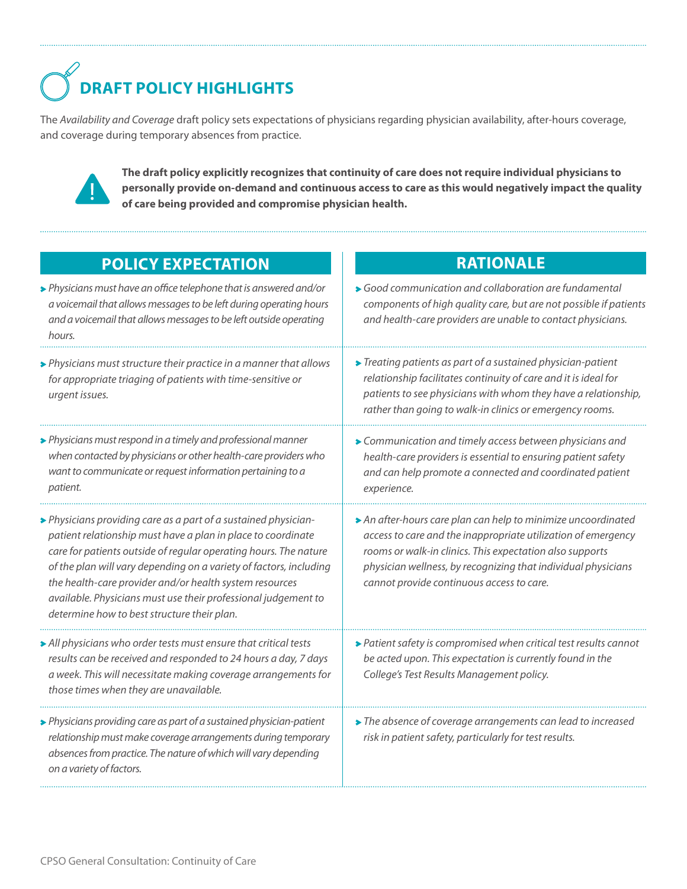# DRAFT POLICY HIGHLIGHTS

The *Availability and Coverage* draft policy sets expectations of physicians regarding physician availability, after-hours coverage, and coverage during temporary absences from practice.

**The draft policy explicitly recognizes that continuity of care does not require individual physicians to personally provide on-demand and continuous access to care as this would negatively impact the quality of care being provided and compromise physician health.**

| POLICY EXPECTATION | RATIONALE |
| --- | --- |
| *Physicians must have an office telephone that is answered and/or a voicemail that allows messages to be left during operating hours and a voicemail that allows messages to be left outside operating hours.* | *Good communication and collaboration are fundamental components of high quality care, but are not possible if patients and health-care providers are unable to contact physicians.* |
| *Physicians must structure their practice in a manner that allows for appropriate triaging of patients with time-sensitive or urgent issues.* | *Treating patients as part of a sustained physician-patient relationship facilitates continuity of care and it is ideal for patients to see physicians with whom they have a relationship, rather than going to walk-in clinics or emergency rooms.* |
| *Physicians must respond in a timely and professional manner when contacted by physicians or other health-care providers who want to communicate or request information pertaining to a patient.* | *Communication and timely access between physicians and health-care providers is essential to ensuring patient safety and can help promote a connected and coordinated patient experience.* |
| *Physicians providing care as a part of a sustained physician-patient relationship must have a plan in place to coordinate care for patients outside of regular operating hours. The nature of the plan will vary depending on a variety of factors, including the health-care provider and/or health system resources available. Physicians must use their professional judgement to determine how to best structure their plan.* | *An after-hours care plan can help to minimize uncoordinated access to care and the inappropriate utilization of emergency rooms or walk-in clinics. This expectation also supports physician wellness, by recognizing that individual physicians cannot provide continuous access to care.* |
| *All physicians who order tests must ensure that critical tests results can be received and responded to 24 hours a day, 7 days a week. This will necessitate making coverage arrangements for those times when they are unavailable.* | *Patient safety is compromised when critical test results cannot be acted upon. This expectation is currently found in the College's Test Results Management policy.* |
| *Physicians providing care as part of a sustained physician-patient relationship must make coverage arrangements during temporary absences from practice. The nature of which will vary depending on a variety of factors.* | *The absence of coverage arrangements can lead to increased risk in patient safety, particularly for test results.* |